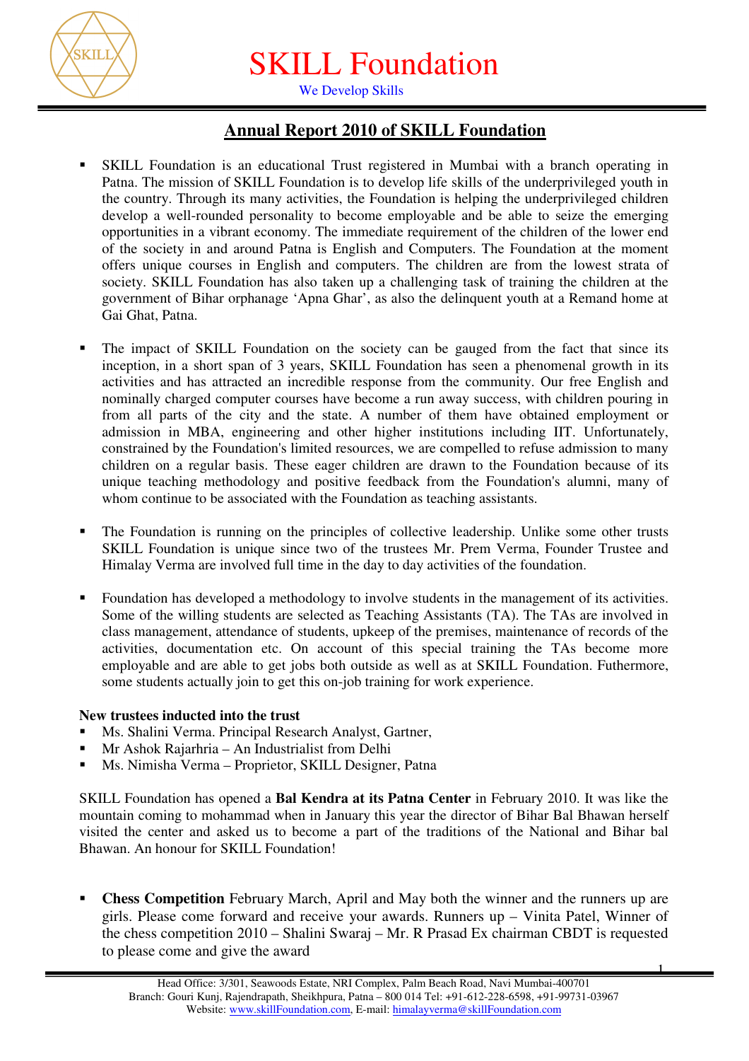# SKILL Foundation

We Develop Skills

## Annual Report 2010 of SKILL Foundation

- SKILL Foundation is an educational Trust registered in Mumbai with a branch operating in Patna. The mission of SKILL Foundation is to develop life skills of the underprivileged youth in the country. Through its many activities, the Foundation is helping the underprivileged children develop a well-rounded personality to become employable and be able to seize the emerging opportunities in a vibrant economy. The immediate requirement of the children of the lower end of the society in and around Patna is English and Computers. The Foundation at the moment offers unique courses in English and computers. The children are from the lowest strata of society. SKILL Foundation has also taken up a challenging task of training the children at the government of Bihar orphanage 'Apna Ghar', as also the delinquent youth at a Remand home at Gai Ghat, Patna.

- The impact of SKILL Foundation on the society can be gauged from the fact that since its inception, in a short span of 3 years, SKILL Foundation has seen a phenomenal growth in its activities and has attracted an incredible response from the community. Our free English and nominally charged computer courses have become a run away success, with children pouring in from all parts of the city and the state. A number of them have obtained employment or admission in MBA, engineering and other higher institutions including IIT. Unfortunately, constrained by the Foundation's limited resources, we are compelled to refuse admission to many children on a regular basis. These eager children are drawn to the Foundation because of its unique teaching methodology and positive feedback from the Foundation's alumni, many of whom continue to be associated with the Foundation as teaching assistants.

- The Foundation is running on the principles of collective leadership. Unlike some other trusts SKILL Foundation is unique since two of the trustees Mr. Prem Verma, Founder Trustee and Himalay Verma are involved full time in the day to day activities of the foundation.

- Foundation has developed a methodology to involve students in the management of its activities. Some of the willing students are selected as Teaching Assistants (TA). The TAs are involved in class management, attendance of students, upkeep of the premises, maintenance of records of the activities, documentation etc. On account of this special training the TAs become more employable and are able to get jobs both outside as well as at SKILL Foundation. Futhermore, some students actually join to get this on-job training for work experience.

**New trustees inducted into the trust**

- Ms. Shalini Verma. Principal Research Analyst, Gartner,
- Mr Ashok Rajarhria – An Industrialist from Delhi
- Ms. Nimisha Verma – Proprietor, SKILL Designer, Patna

SKILL Foundation has opened a **Bal Kendra at its Patna Center** in February 2010. It was like the mountain coming to mohammad when in January this year the director of Bihar Bal Bhawan herself visited the center and asked us to become a part of the traditions of the National and Bihar bal Bhawan. An honour for SKILL Foundation!

- **Chess Competition** February March, April and May both the winner and the runners up are girls. Please come forward and receive your awards. Runners up – Vinita Patel, Winner of the chess competition 2010 – Shalini Swaraj – Mr. R Prasad Ex chairman CBDT is requested to please come and give the award

Head Office: 3/301, Seawoods Estate, NRI Complex, Palm Beach Road, Navi Mumbai-400701
Branch: Gouri Kunj, Rajendrapath, Sheikhpura, Patna – 800 014 Tel: +91-612-228-6598, +91-99731-03967
Website: www.skillFoundation.com, E-mail: himalayverma@skillFoundation.com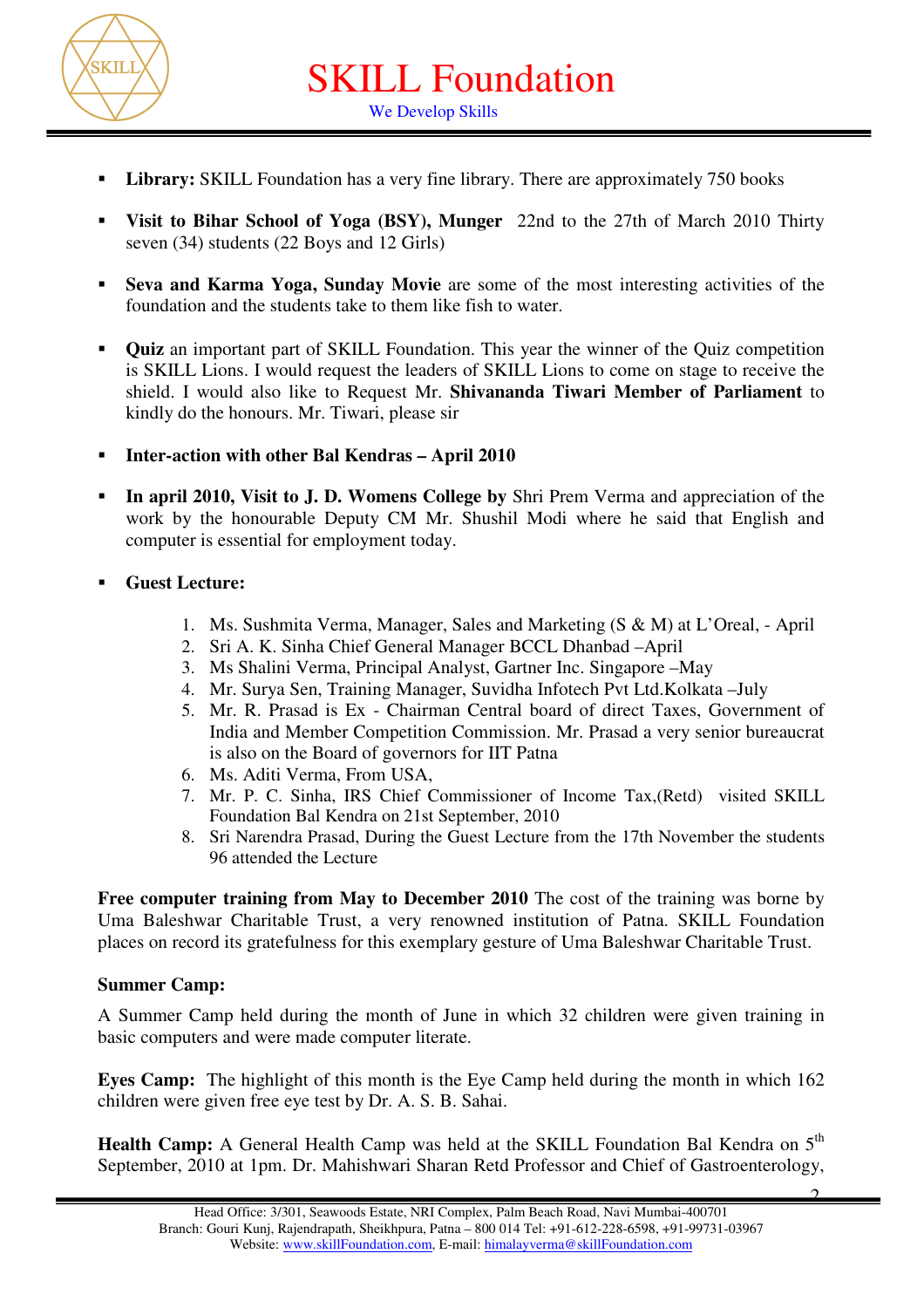- **Library:** SKILL Foundation has a very fine library. There are approximately 750 books
- **Visit to Bihar School of Yoga (BSY), Munger** 22nd to the 27th of March 2010 Thirty seven (34) students (22 Boys and 12 Girls)
- **Seva and Karma Yoga, Sunday Movie** are some of the most interesting activities of the foundation and the students take to them like fish to water.
- **Quiz** an important part of SKILL Foundation. This year the winner of the Quiz competition is SKILL Lions. I would request the leaders of SKILL Lions to come on stage to receive the shield. I would also like to Request Mr. **Shivananda Tiwari Member of Parliament** to kindly do the honours. Mr. Tiwari, please sir
- **Inter-action with other Bal Kendras – April 2010**
- **In april 2010, Visit to J. D. Womens College by** Shri Prem Verma and appreciation of the work by the honourable Deputy CM Mr. Shushil Modi where he said that English and computer is essential for employment today.
- **Guest Lecture:**
  1. Ms. Sushmita Verma, Manager, Sales and Marketing (S & M) at L'Oreal, - April
  2. Sri A. K. Sinha Chief General Manager BCCL Dhanbad –April
  3. Ms Shalini Verma, Principal Analyst, Gartner Inc. Singapore –May
  4. Mr. Surya Sen, Training Manager, Suvidha Infotech Pvt Ltd.Kolkata –July
  5. Mr. R. Prasad is Ex - Chairman Central board of direct Taxes, Government of India and Member Competition Commission. Mr. Prasad a very senior bureaucrat is also on the Board of governors for IIT Patna
  6. Ms. Aditi Verma, From USA,
  7. Mr. P. C. Sinha, IRS Chief Commissioner of Income Tax,(Retd) visited SKILL Foundation Bal Kendra on 21st September, 2010
  8. Sri Narendra Prasad, During the Guest Lecture from the 17th November the students 96 attended the Lecture

**Free computer training from May to December 2010** The cost of the training was borne by Uma Baleshwar Charitable Trust, a very renowned institution of Patna. SKILL Foundation places on record its gratefulness for this exemplary gesture of Uma Baleshwar Charitable Trust.

**Summer Camp:**

A Summer Camp held during the month of June in which 32 children were given training in basic computers and were made computer literate.

**Eyes Camp:** The highlight of this month is the Eye Camp held during the month in which 162 children were given free eye test by Dr. A. S. B. Sahai.

**Health Camp:** A General Health Camp was held at the SKILL Foundation Bal Kendra on 5th September, 2010 at 1pm. Dr. Mahishwari Sharan Retd Professor and Chief of Gastroenterology,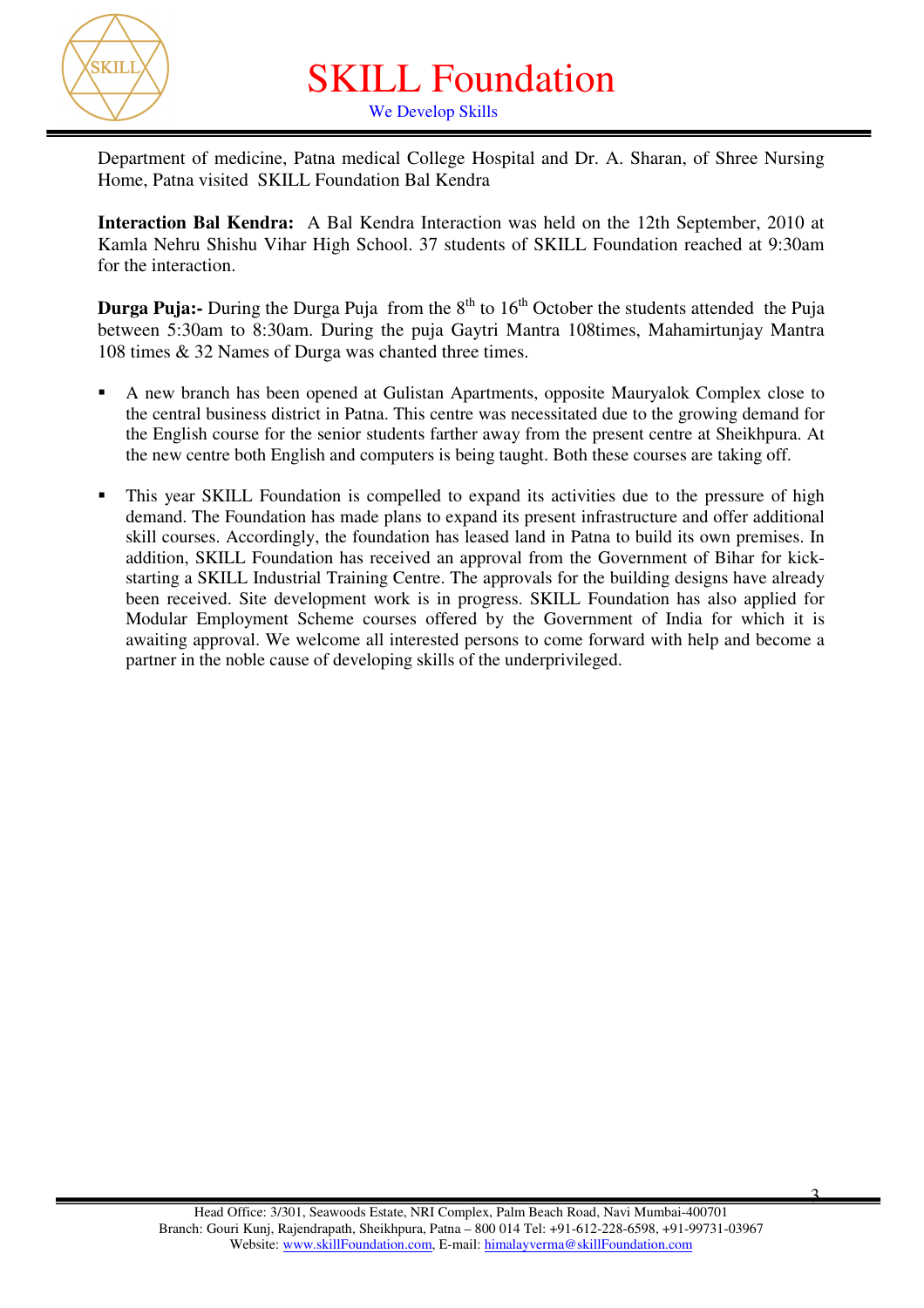Department of medicine, Patna medical College Hospital and Dr. A. Sharan, of Shree Nursing Home, Patna visited SKILL Foundation Bal Kendra

**Interaction Bal Kendra:** A Bal Kendra Interaction was held on the 12th September, 2010 at Kamla Nehru Shishu Vihar High School. 37 students of SKILL Foundation reached at 9:30am for the interaction.

**Durga Puja:-** During the Durga Puja from the 8th to 16th October the students attended the Puja between 5:30am to 8:30am. During the puja Gaytri Mantra 108times, Mahamirtunjay Mantra 108 times & 32 Names of Durga was chanted three times.

- A new branch has been opened at Gulistan Apartments, opposite Mauryalok Complex close to the central business district in Patna. This centre was necessitated due to the growing demand for the English course for the senior students farther away from the present centre at Sheikhpura. At the new centre both English and computers is being taught. Both these courses are taking off.

- This year SKILL Foundation is compelled to expand its activities due to the pressure of high demand. The Foundation has made plans to expand its present infrastructure and offer additional skill courses. Accordingly, the foundation has leased land in Patna to build its own premises. In addition, SKILL Foundation has received an approval from the Government of Bihar for kick-starting a SKILL Industrial Training Centre. The approvals for the building designs have already been received. Site development work is in progress. SKILL Foundation has also applied for Modular Employment Scheme courses offered by the Government of India for which it is awaiting approval. We welcome all interested persons to come forward with help and become a partner in the noble cause of developing skills of the underprivileged.